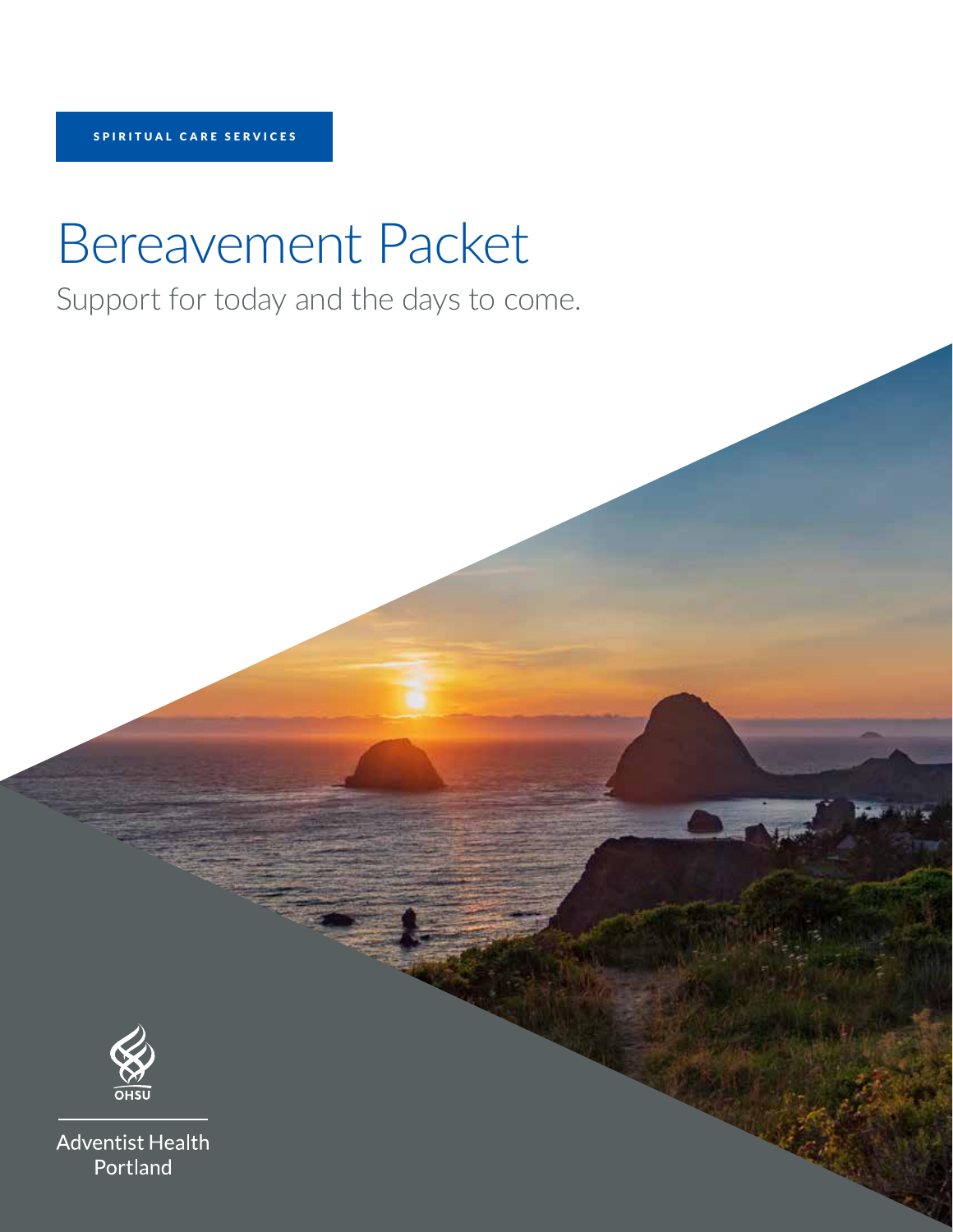SPIRITUAL CARE SERVICES

# Bereavement Packet

Support for today and the days to come.

OHSU

Adventist Health Portland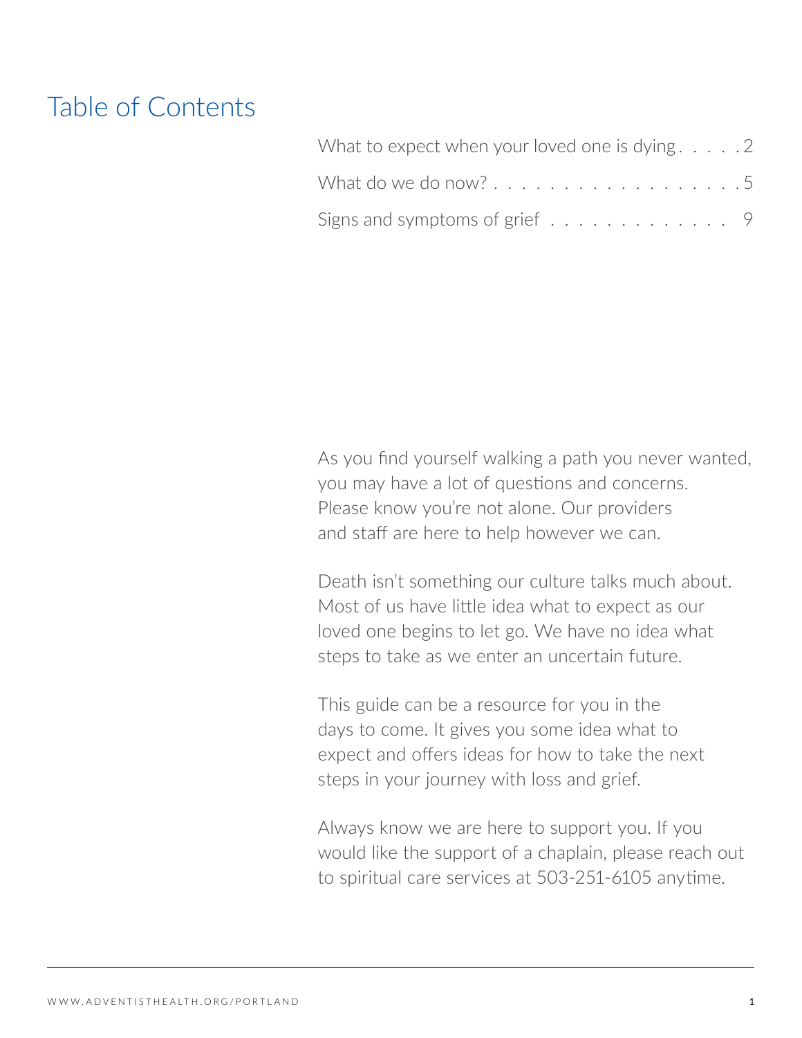# Table of Contents

| | |
|---|---|
| What to expect when your loved one is dying | 2 |
| What do we do now? | 5 |
| Signs and symptoms of grief | 9 |

As you find yourself walking a path you never wanted, you may have a lot of questions and concerns. Please know you're not alone. Our providers and staff are here to help however we can.

Death isn't something our culture talks much about. Most of us have little idea what to expect as our loved one begins to let go. We have no idea what steps to take as we enter an uncertain future.

This guide can be a resource for you in the days to come. It gives you some idea what to expect and offers ideas for how to take the next steps in your journey with loss and grief.

Always know we are here to support you. If you would like the support of a chaplain, please reach out to spiritual care services at 503-251-6105 anytime.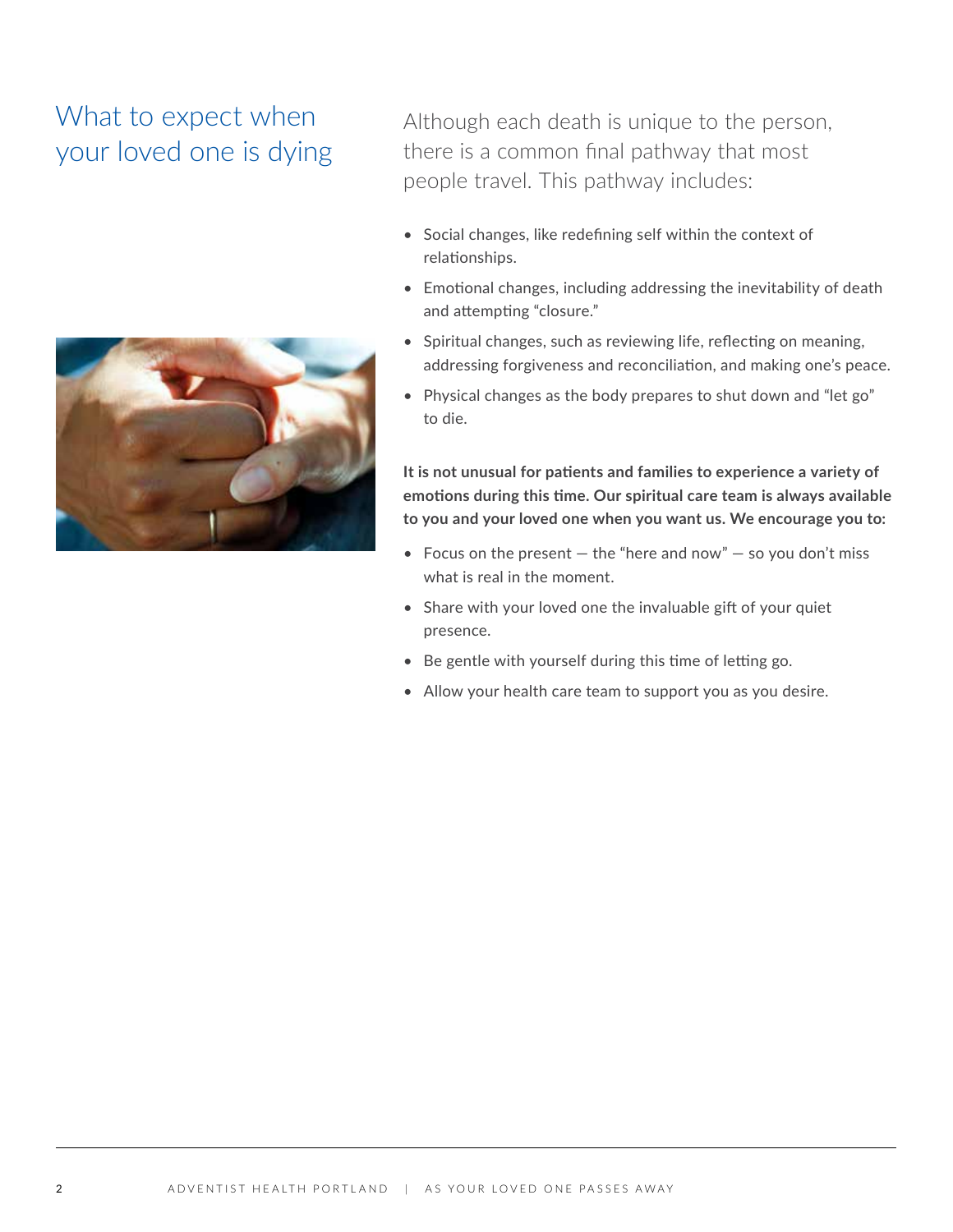# What to expect when your loved one is dying

Although each death is unique to the person, there is a common final pathway that most people travel. This pathway includes:

- Social changes, like redefining self within the context of relationships.
- Emotional changes, including addressing the inevitability of death and attempting "closure."
- Spiritual changes, such as reviewing life, reflecting on meaning, addressing forgiveness and reconciliation, and making one's peace.
- Physical changes as the body prepares to shut down and "let go" to die.

**It is not unusual for patients and families to experience a variety of emotions during this time. Our spiritual care team is always available to you and your loved one when you want us. We encourage you to:**

- Focus on the present — the "here and now" — so you don't miss what is real in the moment.
- Share with your loved one the invaluable gift of your quiet presence.
- Be gentle with yourself during this time of letting go.
- Allow your health care team to support you as you desire.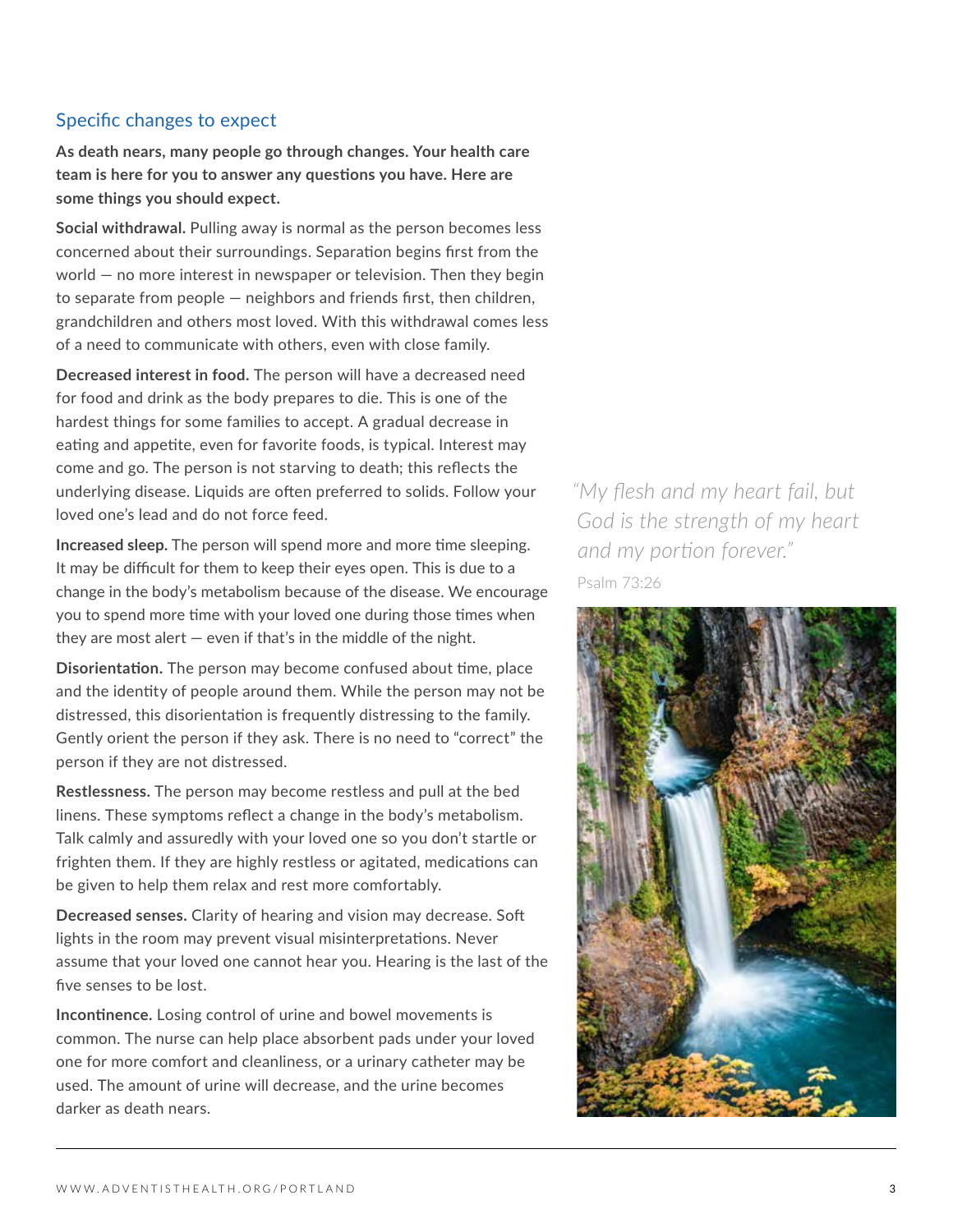## Specific changes to expect

**As death nears, many people go through changes. Your health care team is here for you to answer any questions you have. Here are some things you should expect.**

**Social withdrawal.** Pulling away is normal as the person becomes less concerned about their surroundings. Separation begins first from the world — no more interest in newspaper or television. Then they begin to separate from people — neighbors and friends first, then children, grandchildren and others most loved. With this withdrawal comes less of a need to communicate with others, even with close family.

**Decreased interest in food.** The person will have a decreased need for food and drink as the body prepares to die. This is one of the hardest things for some families to accept. A gradual decrease in eating and appetite, even for favorite foods, is typical. Interest may come and go. The person is not starving to death; this reflects the underlying disease. Liquids are often preferred to solids. Follow your loved one's lead and do not force feed.

**Increased sleep.** The person will spend more and more time sleeping. It may be difficult for them to keep their eyes open. This is due to a change in the body's metabolism because of the disease. We encourage you to spend more time with your loved one during those times when they are most alert — even if that's in the middle of the night.

**Disorientation.** The person may become confused about time, place and the identity of people around them. While the person may not be distressed, this disorientation is frequently distressing to the family. Gently orient the person if they ask. There is no need to "correct" the person if they are not distressed.

**Restlessness.** The person may become restless and pull at the bed linens. These symptoms reflect a change in the body's metabolism. Talk calmly and assuredly with your loved one so you don't startle or frighten them. If they are highly restless or agitated, medications can be given to help them relax and rest more comfortably.

**Decreased senses.** Clarity of hearing and vision may decrease. Soft lights in the room may prevent visual misinterpretations. Never assume that your loved one cannot hear you. Hearing is the last of the five senses to be lost.

**Incontinence.** Losing control of urine and bowel movements is common. The nurse can help place absorbent pads under your loved one for more comfort and cleanliness, or a urinary catheter may be used. The amount of urine will decrease, and the urine becomes darker as death nears.

*"My flesh and my heart fail, but God is the strength of my heart and my portion forever."*

Psalm 73:26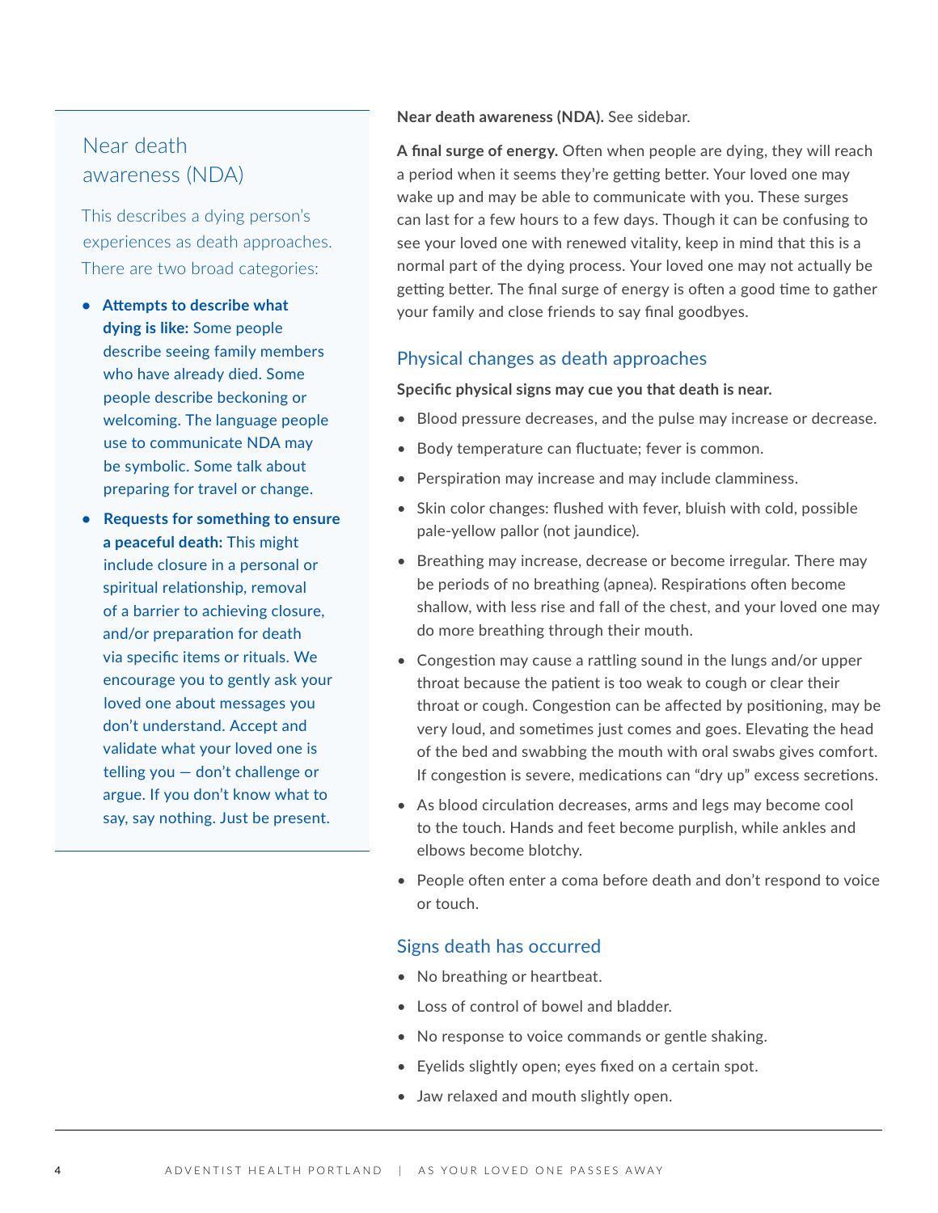## Near death awareness (NDA)

This describes a dying person's experiences as death approaches. There are two broad categories:

- **Attempts to describe what dying is like:** Some people describe seeing family members who have already died. Some people describe beckoning or welcoming. The language people use to communicate NDA may be symbolic. Some talk about preparing for travel or change.
- **Requests for something to ensure a peaceful death:** This might include closure in a personal or spiritual relationship, removal of a barrier to achieving closure, and/or preparation for death via specific items or rituals. We encourage you to gently ask your loved one about messages you don't understand. Accept and validate what your loved one is telling you — don't challenge or argue. If you don't know what to say, say nothing. Just be present.

**Near death awareness (NDA).** See sidebar.

**A final surge of energy.** Often when people are dying, they will reach a period when it seems they're getting better. Your loved one may wake up and may be able to communicate with you. These surges can last for a few hours to a few days. Though it can be confusing to see your loved one with renewed vitality, keep in mind that this is a normal part of the dying process. Your loved one may not actually be getting better. The final surge of energy is often a good time to gather your family and close friends to say final goodbyes.

## Physical changes as death approaches

**Specific physical signs may cue you that death is near.**

- Blood pressure decreases, and the pulse may increase or decrease.
- Body temperature can fluctuate; fever is common.
- Perspiration may increase and may include clamminess.
- Skin color changes: flushed with fever, bluish with cold, possible pale-yellow pallor (not jaundice).
- Breathing may increase, decrease or become irregular. There may be periods of no breathing (apnea). Respirations often become shallow, with less rise and fall of the chest, and your loved one may do more breathing through their mouth.
- Congestion may cause a rattling sound in the lungs and/or upper throat because the patient is too weak to cough or clear their throat or cough. Congestion can be affected by positioning, may be very loud, and sometimes just comes and goes. Elevating the head of the bed and swabbing the mouth with oral swabs gives comfort. If congestion is severe, medications can "dry up" excess secretions.
- As blood circulation decreases, arms and legs may become cool to the touch. Hands and feet become purplish, while ankles and elbows become blotchy.
- People often enter a coma before death and don't respond to voice or touch.

## Signs death has occurred

- No breathing or heartbeat.
- Loss of control of bowel and bladder.
- No response to voice commands or gentle shaking.
- Eyelids slightly open; eyes fixed on a certain spot.
- Jaw relaxed and mouth slightly open.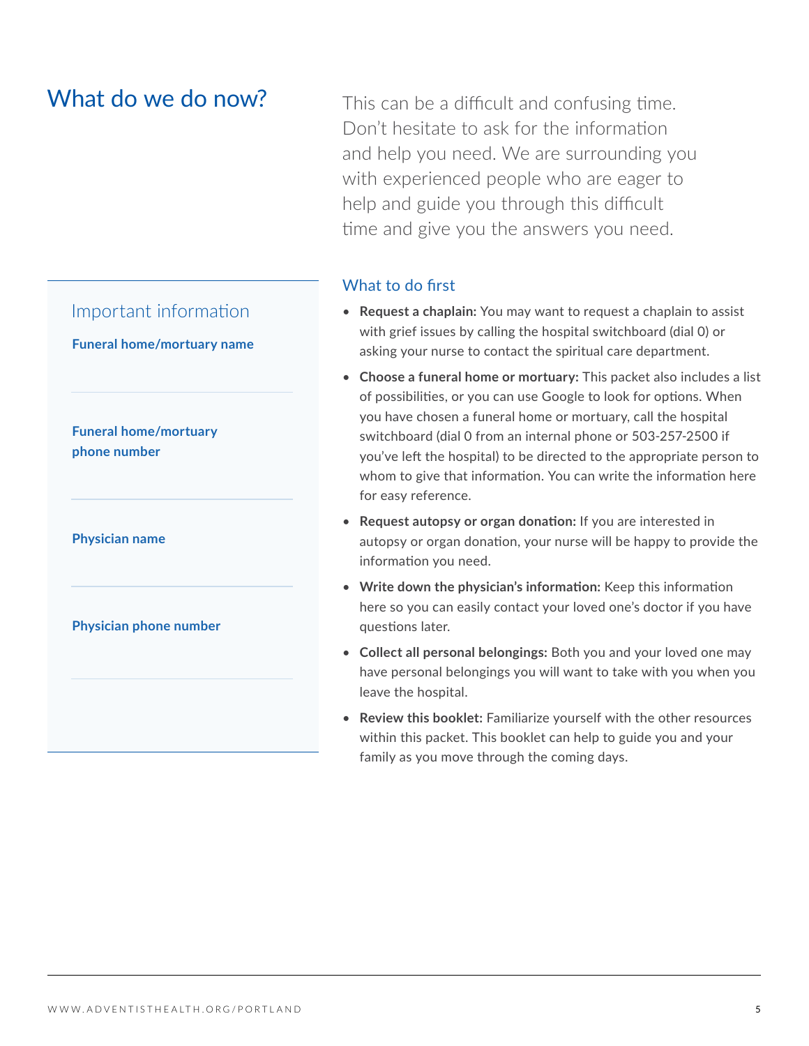# What do we do now?

This can be a difficult and confusing time. Don't hesitate to ask for the information and help you need. We are surrounding you with experienced people who are eager to help and guide you through this difficult time and give you the answers you need.

## What to do first

- **Request a chaplain:** You may want to request a chaplain to assist with grief issues by calling the hospital switchboard (dial 0) or asking your nurse to contact the spiritual care department.
- **Choose a funeral home or mortuary:** This packet also includes a list of possibilities, or you can use Google to look for options. When you have chosen a funeral home or mortuary, call the hospital switchboard (dial 0 from an internal phone or 503-257-2500 if you've left the hospital) to be directed to the appropriate person to whom to give that information. You can write the information here for easy reference.
- **Request autopsy or organ donation:** If you are interested in autopsy or organ donation, your nurse will be happy to provide the information you need.
- **Write down the physician's information:** Keep this information here so you can easily contact your loved one's doctor if you have questions later.
- **Collect all personal belongings:** Both you and your loved one may have personal belongings you will want to take with you when you leave the hospital.
- **Review this booklet:** Familiarize yourself with the other resources within this packet. This booklet can help to guide you and your family as you move through the coming days.

## Important information

**Funeral home/mortuary name**

---

**Funeral home/mortuary phone number**

---

**Physician name**

---

**Physician phone number**

---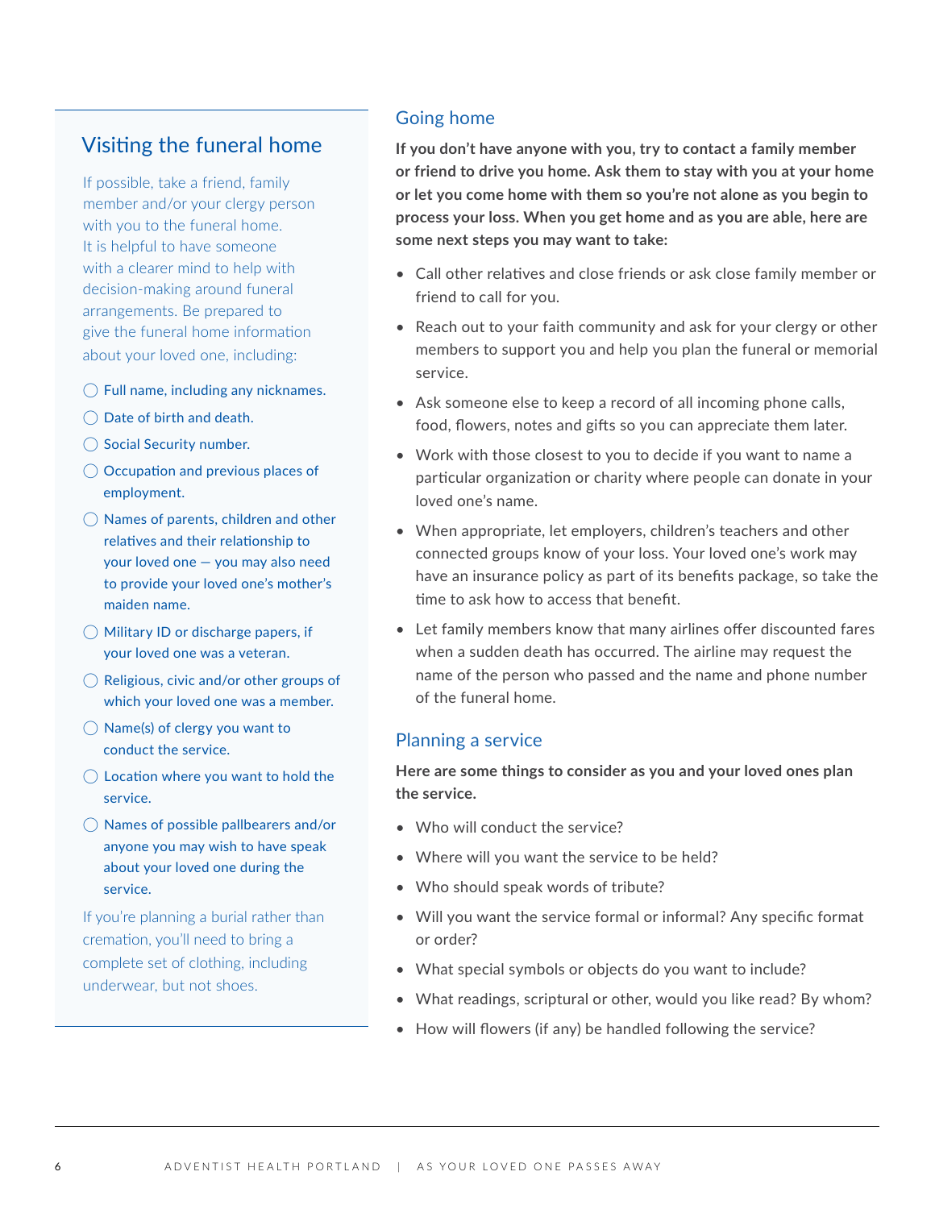## Visiting the funeral home

If possible, take a friend, family member and/or your clergy person with you to the funeral home. It is helpful to have someone with a clearer mind to help with decision-making around funeral arrangements. Be prepared to give the funeral home information about your loved one, including:

- ◯ Full name, including any nicknames.
- ◯ Date of birth and death.
- ◯ Social Security number.
- ◯ Occupation and previous places of employment.
- ◯ Names of parents, children and other relatives and their relationship to your loved one — you may also need to provide your loved one's mother's maiden name.
- ◯ Military ID or discharge papers, if your loved one was a veteran.
- ◯ Religious, civic and/or other groups of which your loved one was a member.
- ◯ Name(s) of clergy you want to conduct the service.
- ◯ Location where you want to hold the service.
- ◯ Names of possible pallbearers and/or anyone you may wish to have speak about your loved one during the service.

If you're planning a burial rather than cremation, you'll need to bring a complete set of clothing, including underwear, but not shoes.

## Going home

**If you don't have anyone with you, try to contact a family member or friend to drive you home. Ask them to stay with you at your home or let you come home with them so you're not alone as you begin to process your loss. When you get home and as you are able, here are some next steps you may want to take:**

- Call other relatives and close friends or ask close family member or friend to call for you.
- Reach out to your faith community and ask for your clergy or other members to support you and help you plan the funeral or memorial service.
- Ask someone else to keep a record of all incoming phone calls, food, flowers, notes and gifts so you can appreciate them later.
- Work with those closest to you to decide if you want to name a particular organization or charity where people can donate in your loved one's name.
- When appropriate, let employers, children's teachers and other connected groups know of your loss. Your loved one's work may have an insurance policy as part of its benefits package, so take the time to ask how to access that benefit.
- Let family members know that many airlines offer discounted fares when a sudden death has occurred. The airline may request the name of the person who passed and the name and phone number of the funeral home.

## Planning a service

**Here are some things to consider as you and your loved ones plan the service.**

- Who will conduct the service?
- Where will you want the service to be held?
- Who should speak words of tribute?
- Will you want the service formal or informal? Any specific format or order?
- What special symbols or objects do you want to include?
- What readings, scriptural or other, would you like read? By whom?
- How will flowers (if any) be handled following the service?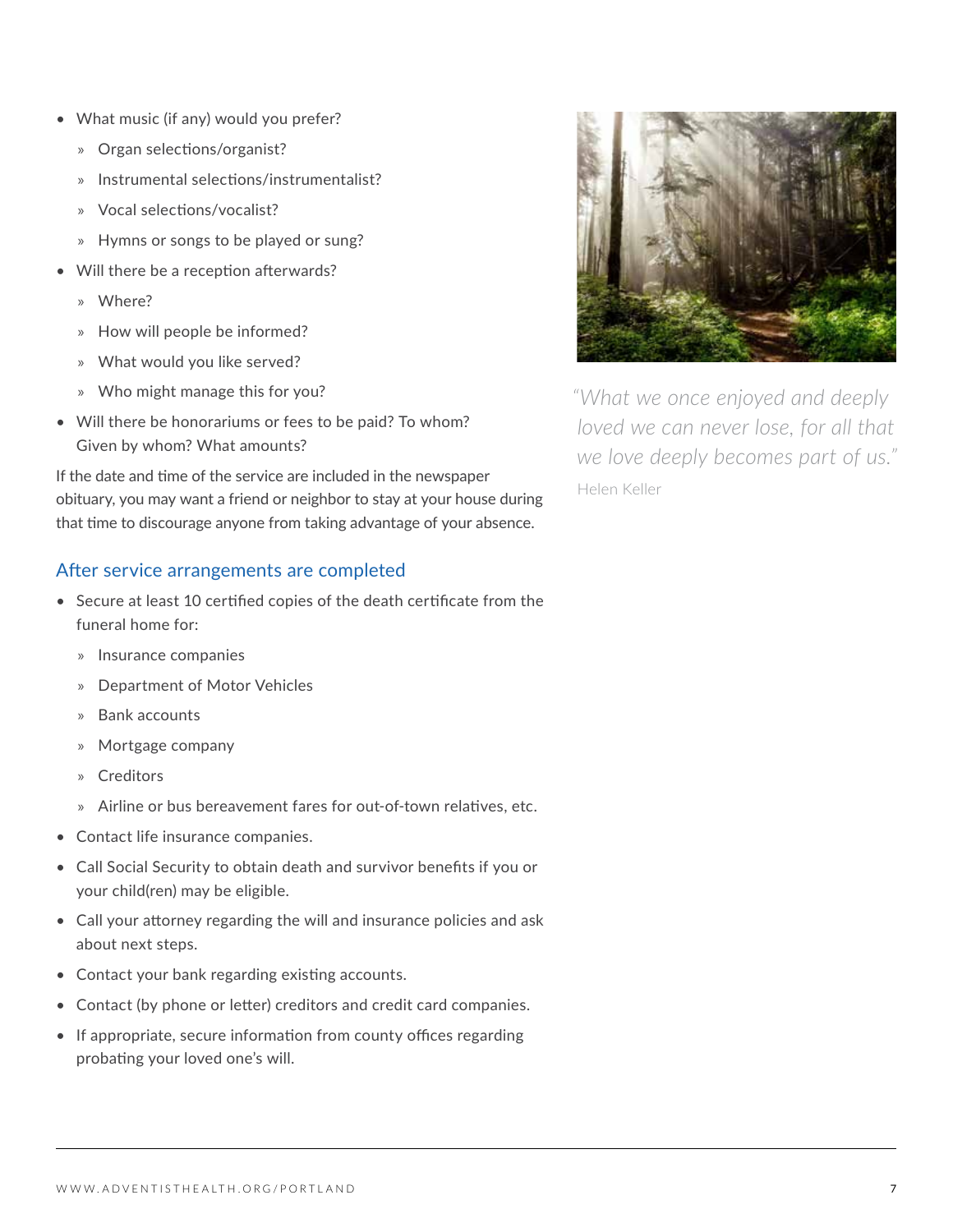- What music (if any) would you prefer?
  - Organ selections/organist?
  - Instrumental selections/instrumentalist?
  - Vocal selections/vocalist?
  - Hymns or songs to be played or sung?
- Will there be a reception afterwards?
  - Where?
  - How will people be informed?
  - What would you like served?
  - Who might manage this for you?
- Will there be honorariums or fees to be paid? To whom? Given by whom? What amounts?

If the date and time of the service are included in the newspaper obituary, you may want a friend or neighbor to stay at your house during that time to discourage anyone from taking advantage of your absence.

## After service arrangements are completed

- Secure at least 10 certified copies of the death certificate from the funeral home for:
  - Insurance companies
  - Department of Motor Vehicles
  - Bank accounts
  - Mortgage company
  - Creditors
  - Airline or bus bereavement fares for out-of-town relatives, etc.
- Contact life insurance companies.
- Call Social Security to obtain death and survivor benefits if you or your child(ren) may be eligible.
- Call your attorney regarding the will and insurance policies and ask about next steps.
- Contact your bank regarding existing accounts.
- Contact (by phone or letter) creditors and credit card companies.
- If appropriate, secure information from county offices regarding probating your loved one's will.

*"What we once enjoyed and deeply loved we can never lose, for all that we love deeply becomes part of us."*

Helen Keller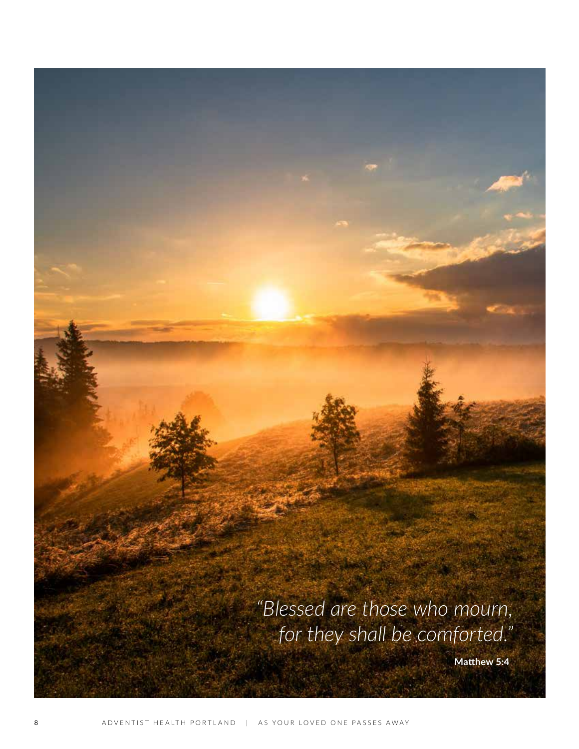*"Blessed are those who mourn, for they shall be comforted."*

**Matthew 5:4**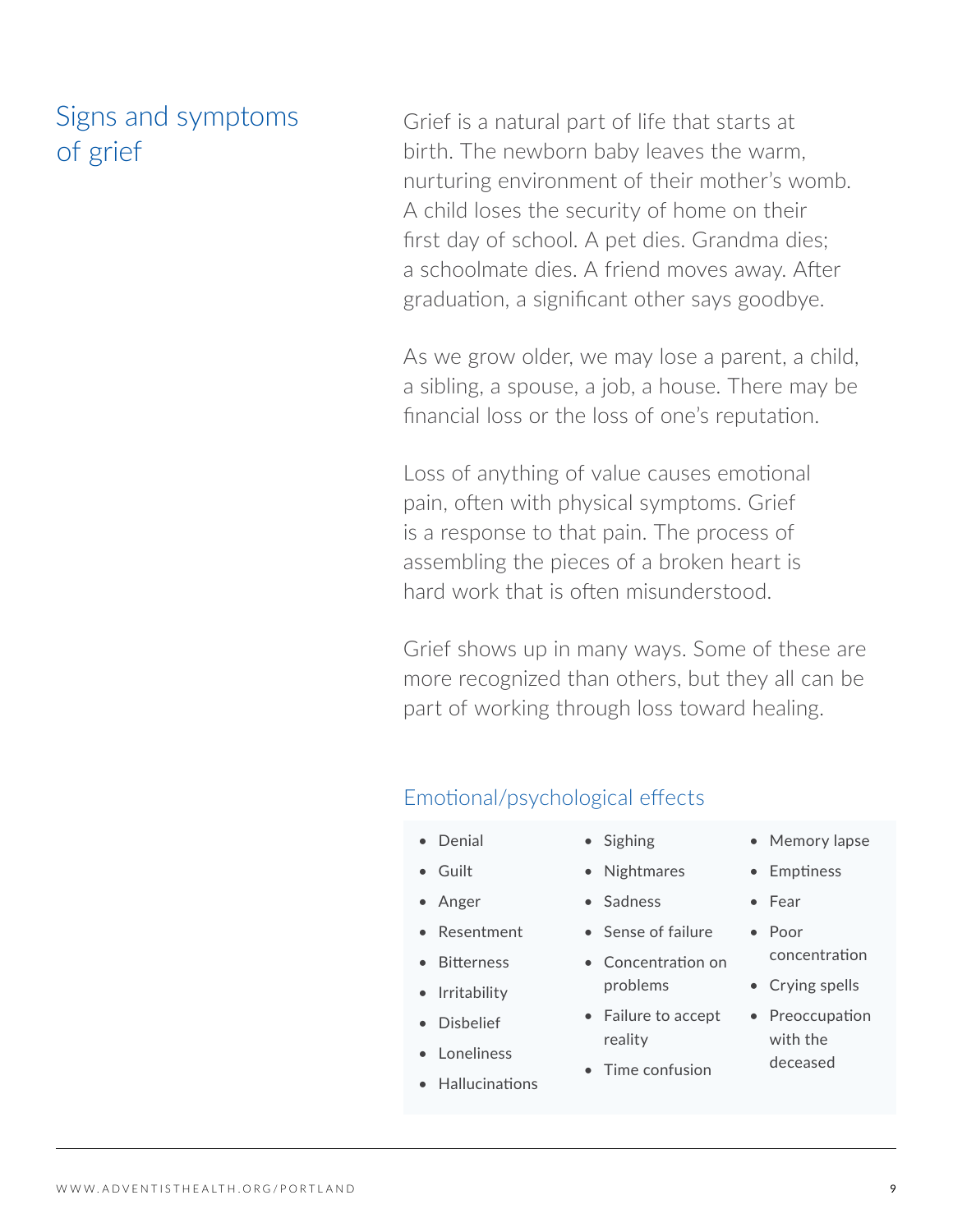## Signs and symptoms of grief

Grief is a natural part of life that starts at birth. The newborn baby leaves the warm, nurturing environment of their mother's womb. A child loses the security of home on their first day of school. A pet dies. Grandma dies; a schoolmate dies. A friend moves away. After graduation, a significant other says goodbye.

As we grow older, we may lose a parent, a child, a sibling, a spouse, a job, a house. There may be financial loss or the loss of one's reputation.

Loss of anything of value causes emotional pain, often with physical symptoms. Grief is a response to that pain. The process of assembling the pieces of a broken heart is hard work that is often misunderstood.

Grief shows up in many ways. Some of these are more recognized than others, but they all can be part of working through loss toward healing.

### Emotional/psychological effects

- Denial
- Guilt
- Anger
- Resentment
- Bitterness
- Irritability
- Disbelief
- Loneliness
- Hallucinations
- Sighing
- Nightmares
- Sadness
- Sense of failure
- Concentration on problems
- Failure to accept reality
- Time confusion
- Memory lapse
- Emptiness
- Fear
- Poor concentration
- Crying spells
- Preoccupation with the deceased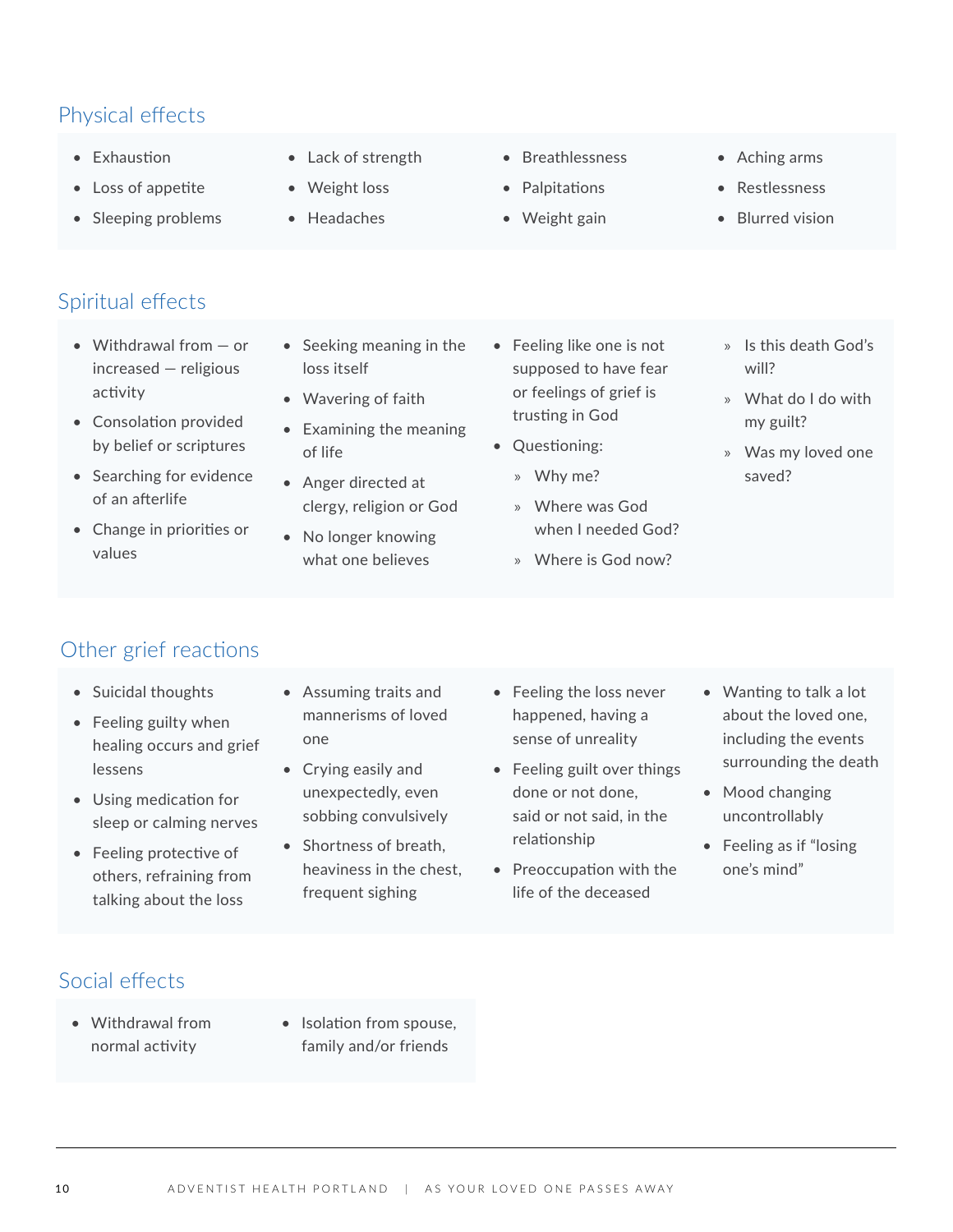## Physical effects

- Exhaustion
- Loss of appetite
- Sleeping problems
- Lack of strength
- Weight loss
- Headaches
- Breathlessness
- Palpitations
- Weight gain
- Aching arms
- Restlessness
- Blurred vision

## Spiritual effects

- Withdrawal from — or increased — religious activity
- Consolation provided by belief or scriptures
- Searching for evidence of an afterlife
- Change in priorities or values
- Seeking meaning in the loss itself
- Wavering of faith
- Examining the meaning of life
- Anger directed at clergy, religion or God
- No longer knowing what one believes
- Feeling like one is not supposed to have fear or feelings of grief is trusting in God
- Questioning:
  - Why me?
  - Where was God when I needed God?
  - Where is God now?
  - Is this death God's will?
  - What do I do with my guilt?
  - Was my loved one saved?

## Other grief reactions

- Suicidal thoughts
- Feeling guilty when healing occurs and grief lessens
- Using medication for sleep or calming nerves
- Feeling protective of others, refraining from talking about the loss
- Assuming traits and mannerisms of loved one
- Crying easily and unexpectedly, even sobbing convulsively
- Shortness of breath, heaviness in the chest, frequent sighing
- Feeling the loss never happened, having a sense of unreality
- Feeling guilt over things done or not done, said or not said, in the relationship
- Preoccupation with the life of the deceased
- Wanting to talk a lot about the loved one, including the events surrounding the death
- Mood changing uncontrollably
- Feeling as if "losing one's mind"

## Social effects

- Withdrawal from normal activity
- Isolation from spouse, family and/or friends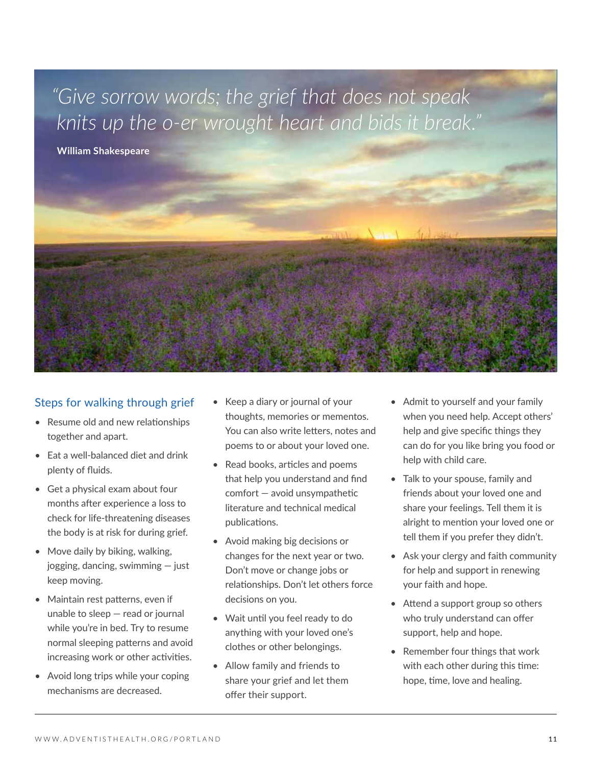*"Give sorrow words; the grief that does not speak knits up the o-er wrought heart and bids it break."*

**William Shakespeare**

## Steps for walking through grief

- Resume old and new relationships together and apart.
- Eat a well-balanced diet and drink plenty of fluids.
- Get a physical exam about four months after experience a loss to check for life-threatening diseases the body is at risk for during grief.
- Move daily by biking, walking, jogging, dancing, swimming — just keep moving.
- Maintain rest patterns, even if unable to sleep — read or journal while you're in bed. Try to resume normal sleeping patterns and avoid increasing work or other activities.
- Avoid long trips while your coping mechanisms are decreased.
- Keep a diary or journal of your thoughts, memories or mementos. You can also write letters, notes and poems to or about your loved one.
- Read books, articles and poems that help you understand and find comfort — avoid unsympathetic literature and technical medical publications.
- Avoid making big decisions or changes for the next year or two. Don't move or change jobs or relationships. Don't let others force decisions on you.
- Wait until you feel ready to do anything with your loved one's clothes or other belongings.
- Allow family and friends to share your grief and let them offer their support.
- Admit to yourself and your family when you need help. Accept others' help and give specific things they can do for you like bring you food or help with child care.
- Talk to your spouse, family and friends about your loved one and share your feelings. Tell them it is alright to mention your loved one or tell them if you prefer they didn't.
- Ask your clergy and faith community for help and support in renewing your faith and hope.
- Attend a support group so others who truly understand can offer support, help and hope.
- Remember four things that work with each other during this time: hope, time, love and healing.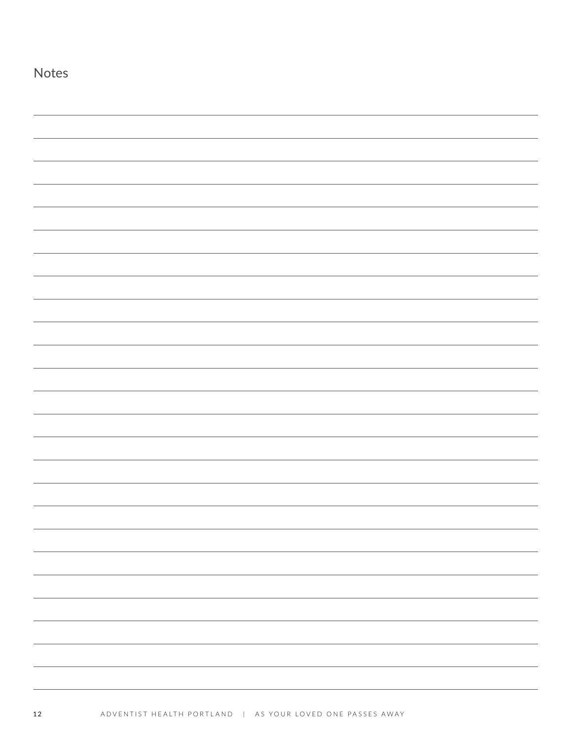## Notes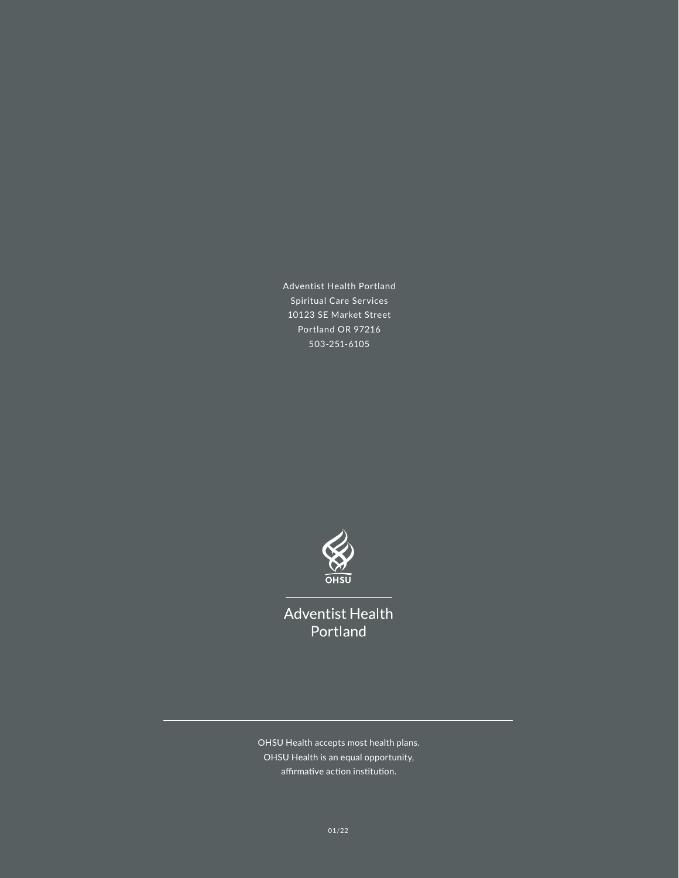Adventist Health Portland
Spiritual Care Services
10123 SE Market Street
Portland OR 97216
503-251-6105

OHSU

Adventist Health
Portland

OHSU Health accepts most health plans.
OHSU Health is an equal opportunity,
affirmative action institution.

01/22